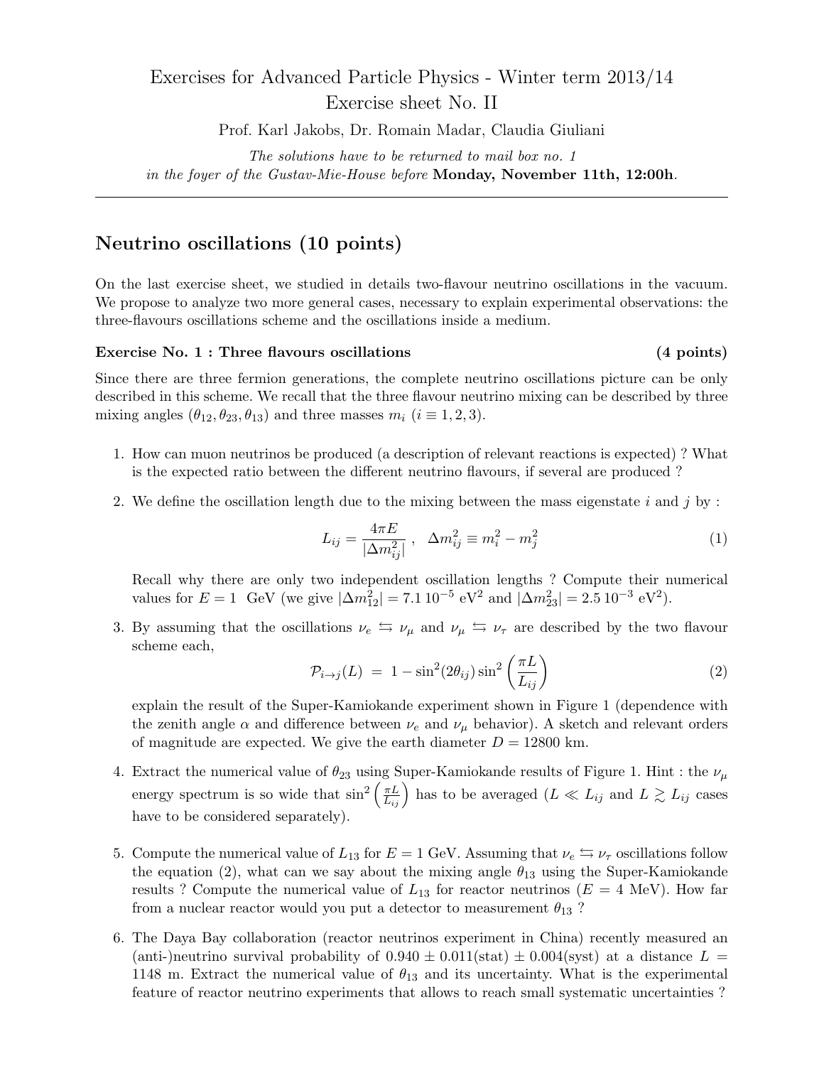# Exercises for Advanced Particle Physics - Winter term 2013/14

## Exercise sheet No. II

Prof. Karl Jakobs, Dr. Romain Madar, Claudia Giuliani

*The solutions have to be returned to mail box no. 1*
*in the foyer of the Gustav-Mie-House before* **Monday, November 11th, 12:00h**.

---

## Neutrino oscillations (10 points)

On the last exercise sheet, we studied in details two-flavour neutrino oscillations in the vacuum. We propose to analyze two more general cases, necessary to explain experimental observations: the three-flavours oscillations scheme and the oscillations inside a medium.

### Exercise No. 1 : Three flavours oscillations (4 points)

Since there are three fermion generations, the complete neutrino oscillations picture can be only described in this scheme. We recall that the three flavour neutrino mixing can be described by three mixing angles ($\theta_{12}, \theta_{23}, \theta_{13}$) and three masses $m_i$ ($i \equiv 1, 2, 3$).

1. How can muon neutrinos be produced (a description of relevant reactions is expected) ? What is the expected ratio between the different neutrino flavours, if several are produced ?

2. We define the oscillation length due to the mixing between the mass eigenstate $i$ and $j$ by :

$$L_{ij} = \frac{4\pi E}{|\Delta m^2_{ij}|}, \quad \Delta m^2_{ij} \equiv m_i^2 - m_j^2 \tag{1}$$

   Recall why there are only two independent oscillation lengths ? Compute their numerical values for $E = 1$ GeV (we give $|\Delta m^2_{12}| = 7.1\,10^{-5}$ eV$^2$ and $|\Delta m^2_{23}| = 2.5\,10^{-3}$ eV$^2$).

3. By assuming that the oscillations $\nu_e \leftrightarrows \nu_\mu$ and $\nu_\mu \leftrightarrows \nu_\tau$ are described by the two flavour scheme each,

$$\mathcal{P}_{i \to j}(L) \;=\; 1 - \sin^2(2\theta_{ij}) \sin^2\left(\frac{\pi L}{L_{ij}}\right) \tag{2}$$

   explain the result of the Super-Kamiokande experiment shown in Figure 1 (dependence with the zenith angle $\alpha$ and difference between $\nu_e$ and $\nu_\mu$ behavior). A sketch and relevant orders of magnitude are expected. We give the earth diameter $D = 12800$ km.

4. Extract the numerical value of $\theta_{23}$ using Super-Kamiokande results of Figure 1. Hint : the $\nu_\mu$ energy spectrum is so wide that $\sin^2\left(\frac{\pi L}{L_{ij}}\right)$ has to be averaged ($L \ll L_{ij}$ and $L \gtrsim L_{ij}$ cases have to be considered separately).

5. Compute the numerical value of $L_{13}$ for $E = 1$ GeV. Assuming that $\nu_e \leftrightarrows \nu_\tau$ oscillations follow the equation (2), what can we say about the mixing angle $\theta_{13}$ using the Super-Kamiokande results ? Compute the numerical value of $L_{13}$ for reactor neutrinos ($E = 4$ MeV). How far from a nuclear reactor would you put a detector to measurement $\theta_{13}$ ?

6. The Daya Bay collaboration (reactor neutrinos experiment in China) recently measured an (anti-)neutrino survival probability of $0.940 \pm 0.011(\text{stat}) \pm 0.004(\text{syst})$ at a distance $L = 1148$ m. Extract the numerical value of $\theta_{13}$ and its uncertainty. What is the experimental feature of reactor neutrino experiments that allows to reach small systematic uncertainties ?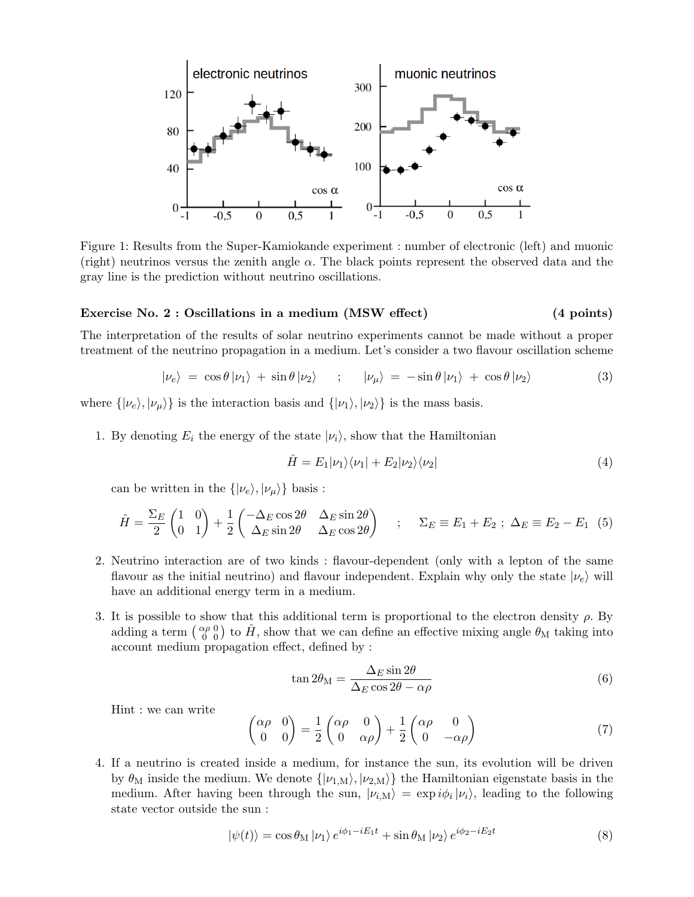Figure 1: Results from the Super-Kamiokande experiment : number of electronic (left) and muonic (right) neutrinos versus the zenith angle $\alpha$. The black points represent the observed data and the gray line is the prediction without neutrino oscillations.

**Exercise No. 2 : Oscillations in a medium (MSW effect)** **(4 points)**

The interpretation of the results of solar neutrino experiments cannot be made without a proper treatment of the neutrino propagation in a medium. Let's consider a two flavour oscillation scheme

$$|\nu_e\rangle \;=\; \cos\theta\,|\nu_1\rangle \;+\; \sin\theta\,|\nu_2\rangle \quad ; \quad |\nu_\mu\rangle \;=\; -\sin\theta\,|\nu_1\rangle \;+\; \cos\theta\,|\nu_2\rangle \tag{3}$$

where $\{|\nu_e\rangle, |\nu_\mu\rangle\}$ is the interaction basis and $\{|\nu_1\rangle, |\nu_2\rangle\}$ is the mass basis.

1. By denoting $E_i$ the energy of the state $|\nu_i\rangle$, show that the Hamiltonian

$$\hat{H} = E_1|\nu_1\rangle\langle\nu_1| + E_2|\nu_2\rangle\langle\nu_2| \tag{4}$$

can be written in the $\{|\nu_e\rangle, |\nu_\mu\rangle\}$ basis :

$$\hat{H} = \frac{\Sigma_E}{2}\begin{pmatrix}1 & 0\\ 0 & 1\end{pmatrix} + \frac{1}{2}\begin{pmatrix}-\Delta_E\cos 2\theta & \Delta_E\sin 2\theta\\ \Delta_E\sin 2\theta & \Delta_E\cos 2\theta\end{pmatrix} \quad ; \quad \Sigma_E \equiv E_1 + E_2 \; ; \; \Delta_E \equiv E_2 - E_1 \tag{5}$$

2. Neutrino interaction are of two kinds : flavour-dependent (only with a lepton of the same flavour as the initial neutrino) and flavour independent. Explain why only the state $|\nu_e\rangle$ will have an additional energy term in a medium.

3. It is possible to show that this additional term is proportional to the electron density $\rho$. By adding a term $\left(\begin{smallmatrix}\alpha\rho & 0\\ 0 & 0\end{smallmatrix}\right)$ to $\hat{H}$, show that we can define an effective mixing angle $\theta_{\mathrm{M}}$ taking into account medium propagation effect, defined by :

$$\tan 2\theta_{\mathrm{M}} = \frac{\Delta_E\sin 2\theta}{\Delta_E\cos 2\theta - \alpha\rho} \tag{6}$$

Hint : we can write

$$\begin{pmatrix}\alpha\rho & 0\\ 0 & 0\end{pmatrix} = \frac{1}{2}\begin{pmatrix}\alpha\rho & 0\\ 0 & \alpha\rho\end{pmatrix} + \frac{1}{2}\begin{pmatrix}\alpha\rho & 0\\ 0 & -\alpha\rho\end{pmatrix} \tag{7}$$

4. If a neutrino is created inside a medium, for instance the sun, its evolution will be driven by $\theta_{\mathrm{M}}$ inside the medium. We denote $\{|\nu_{1,\mathrm{M}}\rangle, |\nu_{2,\mathrm{M}}\rangle\}$ the Hamiltonian eigenstate basis in the medium. After having been through the sun, $|\nu_{i,\mathrm{M}}\rangle = \exp i\phi_i\,|\nu_i\rangle$, leading to the following state vector outside the sun :

$$|\psi(t)\rangle = \cos\theta_{\mathrm{M}}\,|\nu_1\rangle\, e^{i\phi_1 - iE_1 t} + \sin\theta_{\mathrm{M}}\,|\nu_2\rangle\, e^{i\phi_2 - iE_2 t} \tag{8}$$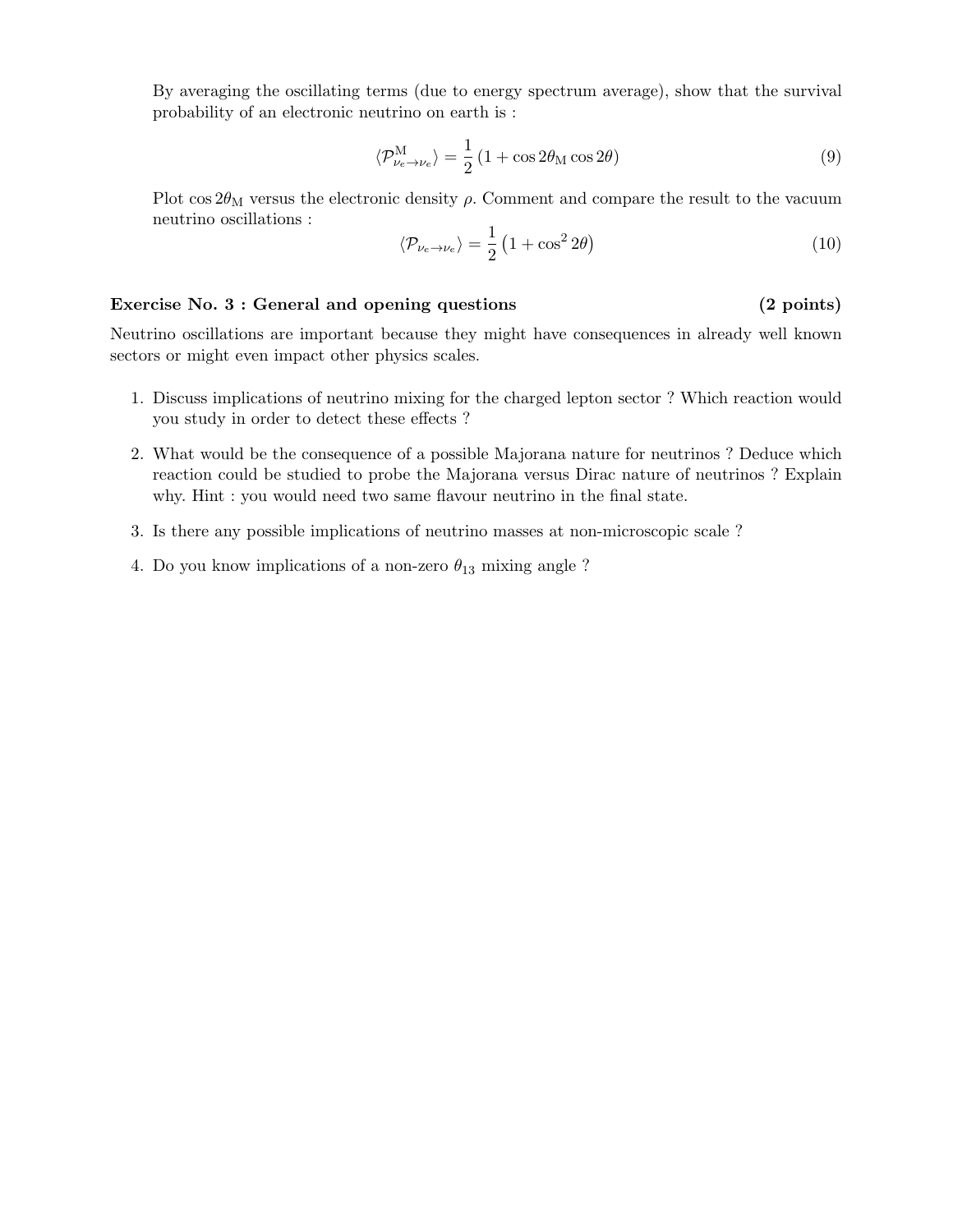By averaging the oscillating terms (due to energy spectrum average), show that the survival probability of an electronic neutrino on earth is :

$$\langle \mathcal{P}^{\mathrm{M}}_{\nu_e \to \nu_e} \rangle = \frac{1}{2}\left(1 + \cos 2\theta_{\mathrm{M}} \cos 2\theta\right) \tag{9}$$

Plot $\cos 2\theta_{\mathrm{M}}$ versus the electronic density $\rho$. Comment and compare the result to the vacuum neutrino oscillations :

$$\langle \mathcal{P}_{\nu_e \to \nu_e} \rangle = \frac{1}{2}\left(1 + \cos^2 2\theta\right) \tag{10}$$

**Exercise No. 3 : General and opening questions** **(2 points)**

Neutrino oscillations are important because they might have consequences in already well known sectors or might even impact other physics scales.

1. Discuss implications of neutrino mixing for the charged lepton sector ? Which reaction would you study in order to detect these effects ?
2. What would be the consequence of a possible Majorana nature for neutrinos ? Deduce which reaction could be studied to probe the Majorana versus Dirac nature of neutrinos ? Explain why. Hint : you would need two same flavour neutrino in the final state.
3. Is there any possible implications of neutrino masses at non-microscopic scale ?
4. Do you know implications of a non-zero $\theta_{13}$ mixing angle ?